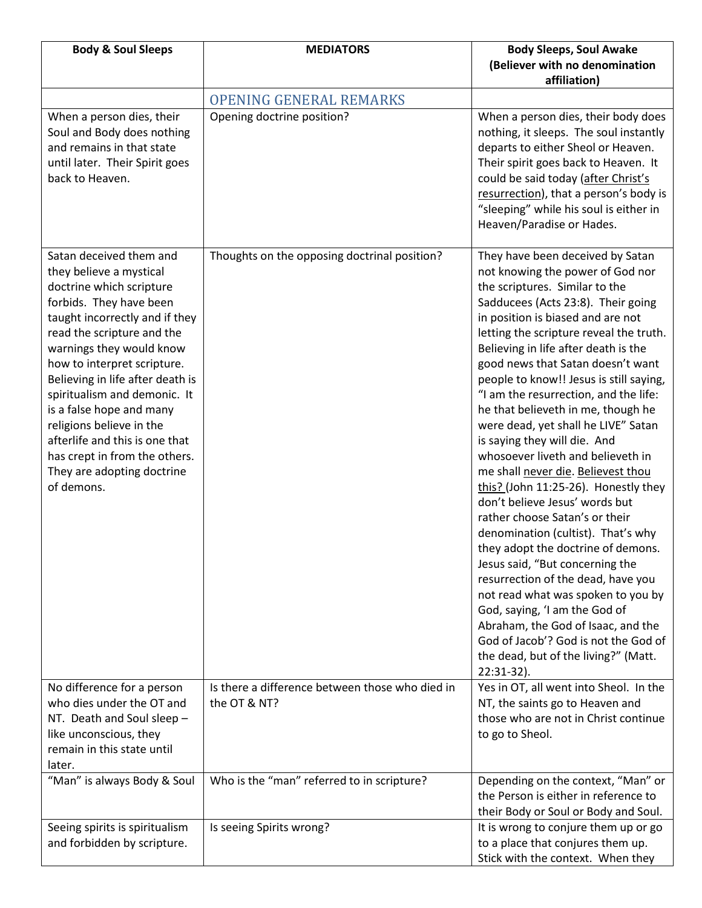| Body & Soul Sleeps | MEDIATORS | Body Sleeps, Soul Awake (Believer with no denomination affiliation) |
|---|---|---|
| | OPENING GENERAL REMARKS | |
| When a person dies, their Soul and Body does nothing and remains in that state until later. Their Spirit goes back to Heaven. | Opening doctrine position? | When a person dies, their body does nothing, it sleeps. The soul instantly departs to either Sheol or Heaven. Their spirit goes back to Heaven. It could be said today (<u>after Christ's resurrection</u>), that a person's body is "sleeping" while his soul is either in Heaven/Paradise or Hades. |
| Satan deceived them and they believe a mystical doctrine which scripture forbids. They have been taught incorrectly and if they read the scripture and the warnings they would know how to interpret scripture. Believing in life after death is spiritualism and demonic. It is a false hope and many religions believe in the afterlife and this is one that has crept in from the others. They are adopting doctrine of demons. | Thoughts on the opposing doctrinal position? | They have been deceived by Satan not knowing the power of God nor the scriptures. Similar to the Sadducees (Acts 23:8). Their going in position is biased and are not letting the scripture reveal the truth. Believing in life after death is the good news that Satan doesn't want people to know!! Jesus is still saying, "I am the resurrection, and the life: he that believeth in me, though he were dead, yet shall he LIVE" Satan is saying they will die. And whosoever liveth and believeth in me shall <u>never die</u>. <u>Believest thou this?</u> (John 11:25-26). Honestly they don't believe Jesus' words but rather choose Satan's or their denomination (cultist). That's why they adopt the doctrine of demons. Jesus said, "But concerning the resurrection of the dead, have you not read what was spoken to you by God, saying, 'I am the God of Abraham, the God of Isaac, and the God of Jacob'? God is not the God of the dead, but of the living?" (Matt. 22:31-32). |
| No difference for a person who dies under the OT and NT. Death and Soul sleep – like unconscious, they remain in this state until later. | Is there a difference between those who died in the OT & NT? | Yes in OT, all went into Sheol. In the NT, the saints go to Heaven and those who are not in Christ continue to go to Sheol. |
| "Man" is always Body & Soul | Who is the "man" referred to in scripture? | Depending on the context, "Man" or the Person is either in reference to their Body or Soul or Body and Soul. |
| Seeing spirits is spiritualism and forbidden by scripture. | Is seeing Spirits wrong? | It is wrong to conjure them up or go to a place that conjures them up. Stick with the context. When they |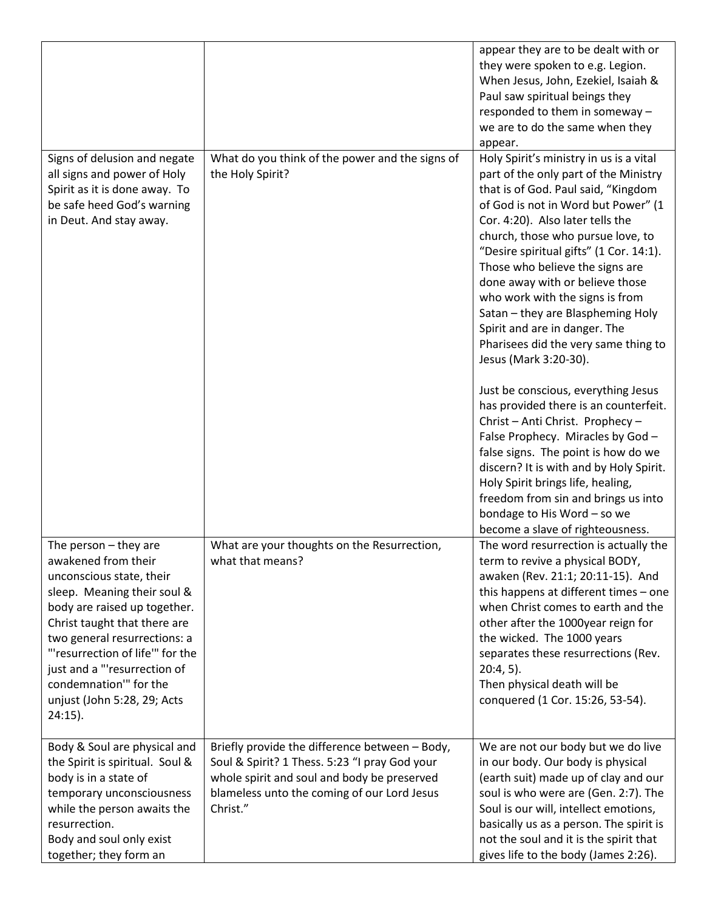|  |  |  |
|---|---|---|
|  |  | appear they are to be dealt with or they were spoken to e.g. Legion. When Jesus, John, Ezekiel, Isaiah & Paul saw spiritual beings they responded to them in someway – we are to do the same when they appear. |
| Signs of delusion and negate all signs and power of Holy Spirit as it is done away. To be safe heed God's warning in Deut. And stay away. | What do you think of the power and the signs of the Holy Spirit? | Holy Spirit's ministry in us is a vital part of the only part of the Ministry that is of God. Paul said, "Kingdom of God is not in Word but Power" (1 Cor. 4:20). Also later tells the church, those who pursue love, to "Desire spiritual gifts" (1 Cor. 14:1). Those who believe the signs are done away with or believe those who work with the signs is from Satan – they are Blaspheming Holy Spirit and are in danger. The Pharisees did the very same thing to Jesus (Mark 3:20-30).<br><br>Just be conscious, everything Jesus has provided there is an counterfeit. Christ – Anti Christ. Prophecy – False Prophecy. Miracles by God – false signs. The point is how do we discern? It is with and by Holy Spirit. Holy Spirit brings life, healing, freedom from sin and brings us into bondage to His Word – so we become a slave of righteousness. |
| The person – they are awakened from their unconscious state, their sleep. Meaning their soul & body are raised up together. Christ taught that there are two general resurrections: a "'resurrection of life'" for the just and a "'resurrection of condemnation'" for the unjust (John 5:28, 29; Acts 24:15). | What are your thoughts on the Resurrection, what that means? | The word resurrection is actually the term to revive a physical BODY, awaken (Rev. 21:1; 20:11-15). And this happens at different times – one when Christ comes to earth and the other after the 1000year reign for the wicked. The 1000 years separates these resurrections (Rev. 20:4, 5).<br>Then physical death will be conquered (1 Cor. 15:26, 53-54). |
| Body & Soul are physical and the Spirit is spiritual. Soul & body is in a state of temporary unconsciousness while the person awaits the resurrection.<br>Body and soul only exist together; they form an | Briefly provide the difference between – Body, Soul & Spirit? 1 Thess. 5:23 "I pray God your whole spirit and soul and body be preserved blameless unto the coming of our Lord Jesus Christ." | We are not our body but we do live in our body. Our body is physical (earth suit) made up of clay and our soul is who were are (Gen. 2:7). The Soul is our will, intellect emotions, basically us as a person. The spirit is not the soul and it is the spirit that gives life to the body (James 2:26). |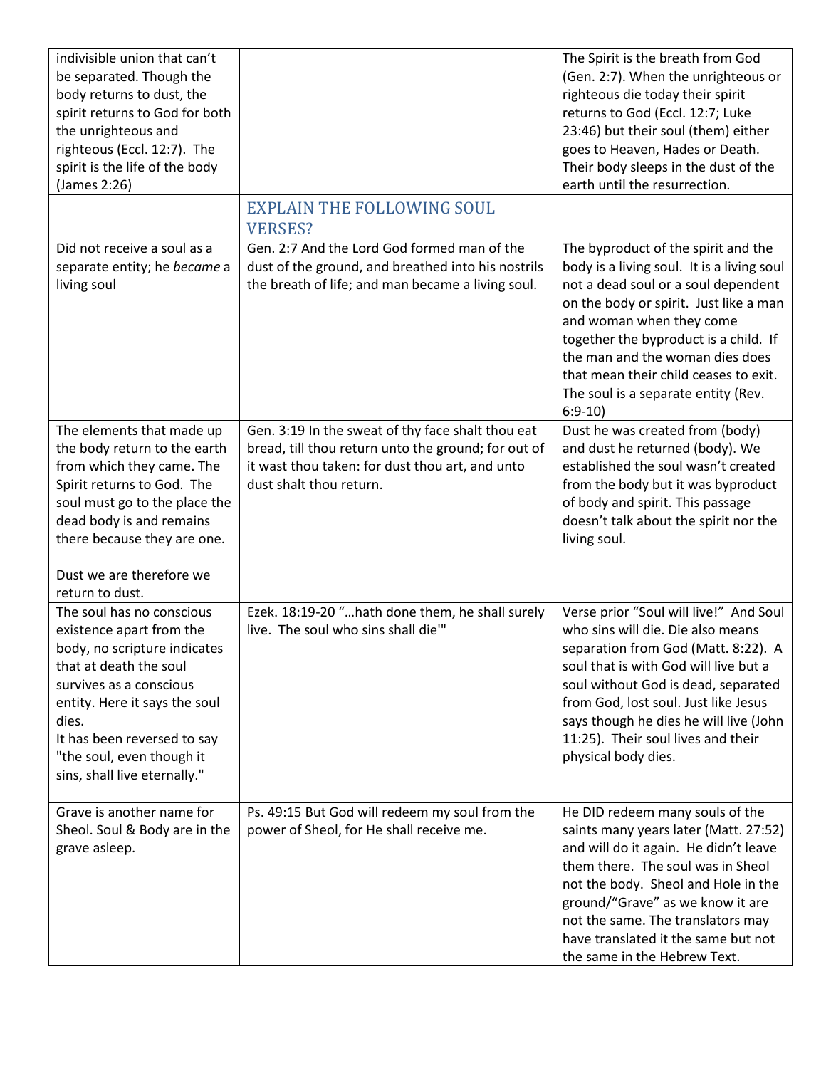| | | |
|---|---|---|
| indivisible union that can't be separated. Though the body returns to dust, the spirit returns to God for both the unrighteous and righteous (Eccl. 12:7). The spirit is the life of the body (James 2:26) | | The Spirit is the breath from God (Gen. 2:7). When the unrighteous or righteous die today their spirit returns to God (Eccl. 12:7; Luke 23:46) but their soul (them) either goes to Heaven, Hades or Death. Their body sleeps in the dust of the earth until the resurrection. |
| | EXPLAIN THE FOLLOWING SOUL VERSES? | |
| Did not receive a soul as a separate entity; he *became* a living soul | Gen. 2:7 And the Lord God formed man of the dust of the ground, and breathed into his nostrils the breath of life; and man became a living soul. | The byproduct of the spirit and the body is a living soul. It is a living soul not a dead soul or a soul dependent on the body or spirit. Just like a man and woman when they come together the byproduct is a child. If the man and the woman dies does that mean their child ceases to exit. The soul is a separate entity (Rev. 6:9-10) |
| The elements that made up the body return to the earth from which they came. The Spirit returns to God. The soul must go to the place the dead body is and remains there because they are one.<br><br>Dust we are therefore we return to dust. | Gen. 3:19 In the sweat of thy face shalt thou eat bread, till thou return unto the ground; for out of it wast thou taken: for dust thou art, and unto dust shalt thou return. | Dust he was created from (body) and dust he returned (body). We established the soul wasn't created from the body but it was byproduct of body and spirit. This passage doesn't talk about the spirit nor the living soul. |
| The soul has no conscious existence apart from the body, no scripture indicates that at death the soul survives as a conscious entity. Here it says the soul dies.<br>It has been reversed to say "the soul, even though it sins, shall live eternally." | Ezek. 18:19-20 "…hath done them, he shall surely live. The soul who sins shall die'" | Verse prior "Soul will live!" And Soul who sins will die. Die also means separation from God (Matt. 8:22). A soul that is with God will live but a soul without God is dead, separated from God, lost soul. Just like Jesus says though he dies he will live (John 11:25). Their soul lives and their physical body dies. |
| Grave is another name for Sheol. Soul & Body are in the grave asleep. | Ps. 49:15 But God will redeem my soul from the power of Sheol, for He shall receive me. | He DID redeem many souls of the saints many years later (Matt. 27:52) and will do it again. He didn't leave them there. The soul was in Sheol not the body. Sheol and Hole in the ground/"Grave" as we know it are not the same. The translators may have translated it the same but not the same in the Hebrew Text. |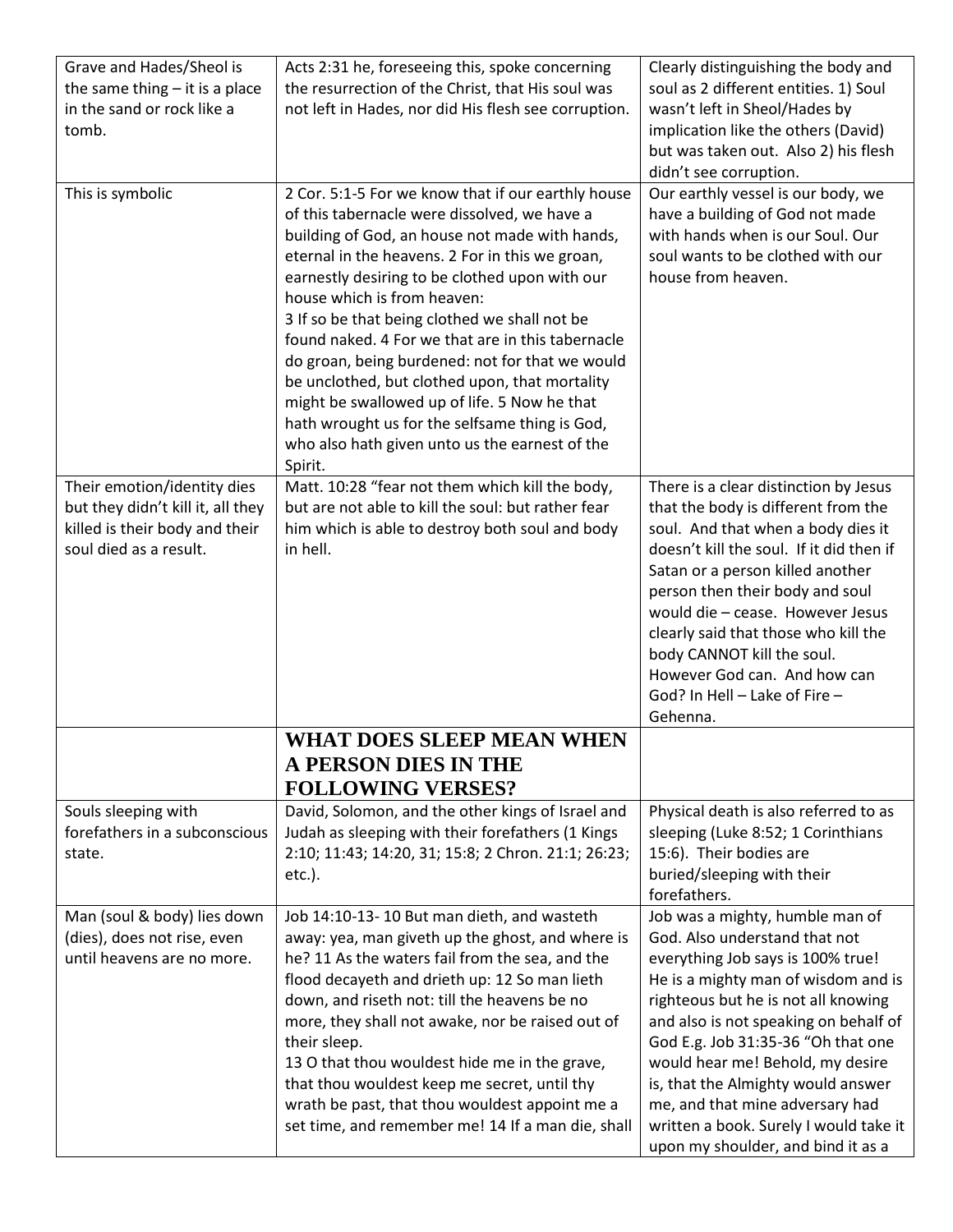| | | |
|---|---|---|
| Grave and Hades/Sheol is the same thing – it is a place in the sand or rock like a tomb. | Acts 2:31 he, foreseeing this, spoke concerning the resurrection of the Christ, that His soul was not left in Hades, nor did His flesh see corruption. | Clearly distinguishing the body and soul as 2 different entities. 1) Soul wasn't left in Sheol/Hades by implication like the others (David) but was taken out. Also 2) his flesh didn't see corruption. |
| This is symbolic | 2 Cor. 5:1-5 For we know that if our earthly house of this tabernacle were dissolved, we have a building of God, an house not made with hands, eternal in the heavens. 2 For in this we groan, earnestly desiring to be clothed upon with our house which is from heaven: 3 If so be that being clothed we shall not be found naked. 4 For we that are in this tabernacle do groan, being burdened: not for that we would be unclothed, but clothed upon, that mortality might be swallowed up of life. 5 Now he that hath wrought us for the selfsame thing is God, who also hath given unto us the earnest of the Spirit. | Our earthly vessel is our body, we have a building of God not made with hands when is our Soul. Our soul wants to be clothed with our house from heaven. |
| Their emotion/identity dies but they didn't kill it, all they killed is their body and their soul died as a result. | Matt. 10:28 "fear not them which kill the body, but are not able to kill the soul: but rather fear him which is able to destroy both soul and body in hell. | There is a clear distinction by Jesus that the body is different from the soul. And that when a body dies it doesn't kill the soul. If it did then if Satan or a person killed another person then their body and soul would die – cease. However Jesus clearly said that those who kill the body CANNOT kill the soul. However God can. And how can God? In Hell – Lake of Fire – Gehenna. |
| | **WHAT DOES SLEEP MEAN WHEN A PERSON DIES IN THE FOLLOWING VERSES?** | |
| Souls sleeping with forefathers in a subconscious state. | David, Solomon, and the other kings of Israel and Judah as sleeping with their forefathers (1 Kings 2:10; 11:43; 14:20, 31; 15:8; 2 Chron. 21:1; 26:23; etc.). | Physical death is also referred to as sleeping (Luke 8:52; 1 Corinthians 15:6). Their bodies are buried/sleeping with their forefathers. |
| Man (soul & body) lies down (dies), does not rise, even until heavens are no more. | Job 14:10-13- 10 But man dieth, and wasteth away: yea, man giveth up the ghost, and where is he? 11 As the waters fail from the sea, and the flood decayeth and drieth up: 12 So man lieth down, and riseth not: till the heavens be no more, they shall not awake, nor be raised out of their sleep. 13 O that thou wouldest hide me in the grave, that thou wouldest keep me secret, until thy wrath be past, that thou wouldest appoint me a set time, and remember me! 14 If a man die, shall | Job was a mighty, humble man of God. Also understand that not everything Job says is 100% true! He is a mighty man of wisdom and is righteous but he is not all knowing and also is not speaking on behalf of God E.g. Job 31:35-36 "Oh that one would hear me! Behold, my desire is, that the Almighty would answer me, and that mine adversary had written a book. Surely I would take it upon my shoulder, and bind it as a |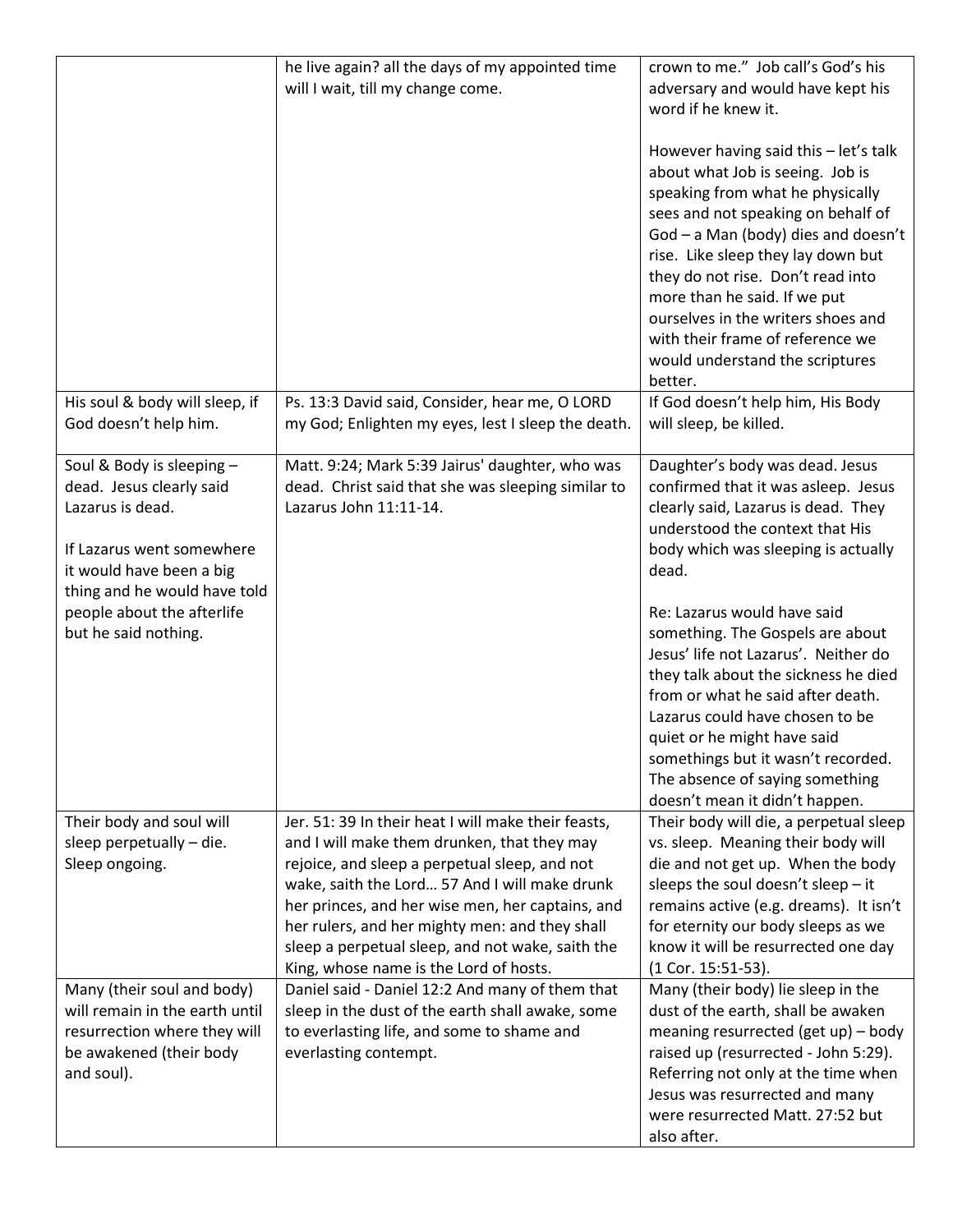| | | |
|---|---|---|
| | he live again? all the days of my appointed time will I wait, till my change come. | crown to me." Job call's God's his adversary and would have kept his word if he knew it.<br><br>However having said this – let's talk about what Job is seeing. Job is speaking from what he physically sees and not speaking on behalf of God – a Man (body) dies and doesn't rise. Like sleep they lay down but they do not rise. Don't read into more than he said. If we put ourselves in the writers shoes and with their frame of reference we would understand the scriptures better. |
| His soul & body will sleep, if God doesn't help him. | Ps. 13:3 David said, Consider, hear me, O LORD my God; Enlighten my eyes, lest I sleep the death. | If God doesn't help him, His Body will sleep, be killed. |
| Soul & Body is sleeping – dead. Jesus clearly said Lazarus is dead.<br><br>If Lazarus went somewhere it would have been a big thing and he would have told people about the afterlife but he said nothing. | Matt. 9:24; Mark 5:39 Jairus' daughter, who was dead. Christ said that she was sleeping similar to Lazarus John 11:11-14. | Daughter's body was dead. Jesus confirmed that it was asleep. Jesus clearly said, Lazarus is dead. They understood the context that His body which was sleeping is actually dead.<br><br>Re: Lazarus would have said something. The Gospels are about Jesus' life not Lazarus'. Neither do they talk about the sickness he died from or what he said after death. Lazarus could have chosen to be quiet or he might have said somethings but it wasn't recorded. The absence of saying something doesn't mean it didn't happen. |
| Their body and soul will sleep perpetually – die. Sleep ongoing. | Jer. 51: 39 In their heat I will make their feasts, and I will make them drunken, that they may rejoice, and sleep a perpetual sleep, and not wake, saith the Lord… 57 And I will make drunk her princes, and her wise men, her captains, and her rulers, and her mighty men: and they shall sleep a perpetual sleep, and not wake, saith the King, whose name is the Lord of hosts. | Their body will die, a perpetual sleep vs. sleep. Meaning their body will die and not get up. When the body sleeps the soul doesn't sleep – it remains active (e.g. dreams). It isn't for eternity our body sleeps as we know it will be resurrected one day (1 Cor. 15:51-53). |
| Many (their soul and body) will remain in the earth until resurrection where they will be awakened (their body and soul). | Daniel said - Daniel 12:2 And many of them that sleep in the dust of the earth shall awake, some to everlasting life, and some to shame and everlasting contempt. | Many (their body) lie sleep in the dust of the earth, shall be awaken meaning resurrected (get up) – body raised up (resurrected - John 5:29). Referring not only at the time when Jesus was resurrected and many were resurrected Matt. 27:52 but also after. |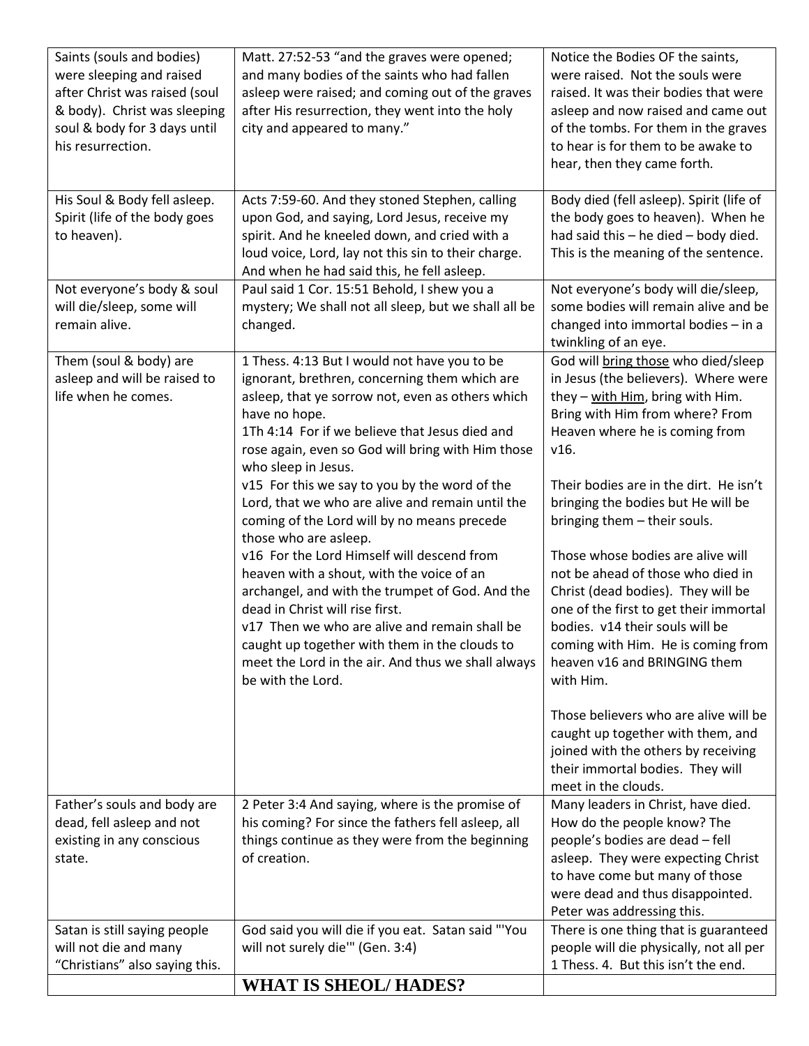| | | |
|---|---|---|
| Saints (souls and bodies) were sleeping and raised after Christ was raised (soul & body). Christ was sleeping soul & body for 3 days until his resurrection. | Matt. 27:52-53 "and the graves were opened; and many bodies of the saints who had fallen asleep were raised; and coming out of the graves after His resurrection, they went into the holy city and appeared to many." | Notice the Bodies OF the saints, were raised. Not the souls were raised. It was their bodies that were asleep and now raised and came out of the tombs. For them in the graves to hear is for them to be awake to hear, then they came forth. |
| His Soul & Body fell asleep. Spirit (life of the body goes to heaven). | Acts 7:59-60. And they stoned Stephen, calling upon God, and saying, Lord Jesus, receive my spirit. And he kneeled down, and cried with a loud voice, Lord, lay not this sin to their charge. And when he had said this, he fell asleep. | Body died (fell asleep). Spirit (life of the body goes to heaven). When he had said this – he died – body died. This is the meaning of the sentence. |
| Not everyone's body & soul will die/sleep, some will remain alive. | Paul said 1 Cor. 15:51 Behold, I shew you a mystery; We shall not all sleep, but we shall all be changed. | Not everyone's body will die/sleep, some bodies will remain alive and be changed into immortal bodies – in a twinkling of an eye. |
| Them (soul & body) are asleep and will be raised to life when he comes. | 1 Thess. 4:13 But I would not have you to be ignorant, brethren, concerning them which are asleep, that ye sorrow not, even as others which have no hope.<br>1Th 4:14 For if we believe that Jesus died and rose again, even so God will bring with Him those who sleep in Jesus.<br>v15 For this we say to you by the word of the Lord, that we who are alive and remain until the coming of the Lord will by no means precede those who are asleep.<br>v16 For the Lord Himself will descend from heaven with a shout, with the voice of an archangel, and with the trumpet of God. And the dead in Christ will rise first.<br>v17 Then we who are alive and remain shall be caught up together with them in the clouds to meet the Lord in the air. And thus we shall always be with the Lord. | God will <u>bring those</u> who died/sleep in Jesus (the believers). Where were they – <u>with Him</u>, bring with Him. Bring with Him from where? From Heaven where he is coming from v16.<br><br>Their bodies are in the dirt. He isn't bringing the bodies but He will be bringing them – their souls.<br><br>Those whose bodies are alive will not be ahead of those who died in Christ (dead bodies). They will be one of the first to get their immortal bodies. v14 their souls will be coming with Him. He is coming from heaven v16 and BRINGING them with Him.<br><br>Those believers who are alive will be caught up together with them, and joined with the others by receiving their immortal bodies. They will meet in the clouds. |
| Father's souls and body are dead, fell asleep and not existing in any conscious state. | 2 Peter 3:4 And saying, where is the promise of his coming? For since the fathers fell asleep, all things continue as they were from the beginning of creation. | Many leaders in Christ, have died. How do the people know? The people's bodies are dead – fell asleep. They were expecting Christ to have come but many of those were dead and thus disappointed. Peter was addressing this. |
| Satan is still saying people will not die and many "Christians" also saying this. | God said you will die if you eat. Satan said "'You will not surely die'" (Gen. 3:4) | There is one thing that is guaranteed people will die physically, not all per 1 Thess. 4. But this isn't the end. |
| | **WHAT IS SHEOL/ HADES?** | |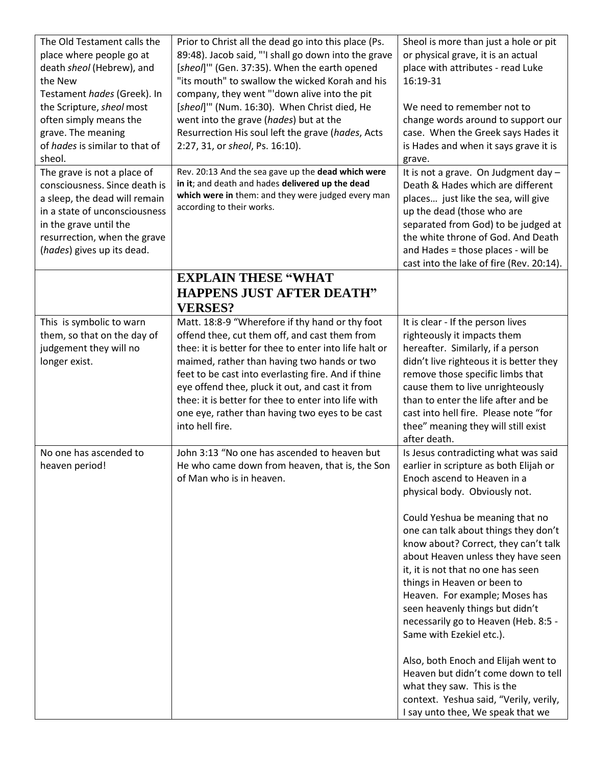| | | |
|---|---|---|
| The Old Testament calls the place where people go at death *sheol* (Hebrew), and the New Testament *hades* (Greek). In the Scripture, *sheol* most often simply means the grave. The meaning of *hades* is similar to that of sheol. | Prior to Christ all the dead go into this place (Ps. 89:48). Jacob said, "'I shall go down into the grave [*sheol*]'" (Gen. 37:35). When the earth opened "its mouth" to swallow the wicked Korah and his company, they went "'down alive into the pit [*sheol*]'" (Num. 16:30). When Christ died, He went into the grave (*hades*) but at the Resurrection His soul left the grave (*hades*, Acts 2:27, 31, or *sheol*, Ps. 16:10). | Sheol is more than just a hole or pit or physical grave, it is an actual place with attributes - read Luke 16:19-31<br><br>We need to remember not to change words around to support our case. When the Greek says Hades it is Hades and when it says grave it is grave. |
| The grave is not a place of consciousness. Since death is a sleep, the dead will remain in a state of unconsciousness in the grave until the resurrection, when the grave (*hades*) gives up its dead. | Rev. 20:13 And the sea gave up the **dead which were in it**; and death and hades **delivered up the dead which were in** them: and they were judged every man according to their works. | It is not a grave. On Judgment day – Death & Hades which are different places… just like the sea, will give up the dead (those who are separated from God) to be judged at the white throne of God. And Death and Hades = those places - will be cast into the lake of fire (Rev. 20:14). |
| | **EXPLAIN THESE "WHAT HAPPENS JUST AFTER DEATH" VERSES?** | |
| This is symbolic to warn them, so that on the day of judgement they will no longer exist. | Matt. 18:8-9 "Wherefore if thy hand or thy foot offend thee, cut them off, and cast them from thee: it is better for thee to enter into life halt or maimed, rather than having two hands or two feet to be cast into everlasting fire. And if thine eye offend thee, pluck it out, and cast it from thee: it is better for thee to enter into life with one eye, rather than having two eyes to be cast into hell fire. | It is clear - If the person lives righteously it impacts them hereafter. Similarly, if a person didn't live righteous it is better they remove those specific limbs that cause them to live unrighteously than to enter the life after and be cast into hell fire. Please note "for thee" meaning they will still exist after death. |
| No one has ascended to heaven period! | John 3:13 "No one has ascended to heaven but He who came down from heaven, that is, the Son of Man who is in heaven. | Is Jesus contradicting what was said earlier in scripture as both Elijah or Enoch ascend to Heaven in a physical body. Obviously not.<br><br>Could Yeshua be meaning that no one can talk about things they don't know about? Correct, they can't talk about Heaven unless they have seen it, it is not that no one has seen things in Heaven or been to Heaven. For example; Moses has seen heavenly things but didn't necessarily go to Heaven (Heb. 8:5 - Same with Ezekiel etc.).<br><br>Also, both Enoch and Elijah went to Heaven but didn't come down to tell what they saw. This is the context. Yeshua said, "Verily, verily, I say unto thee, We speak that we |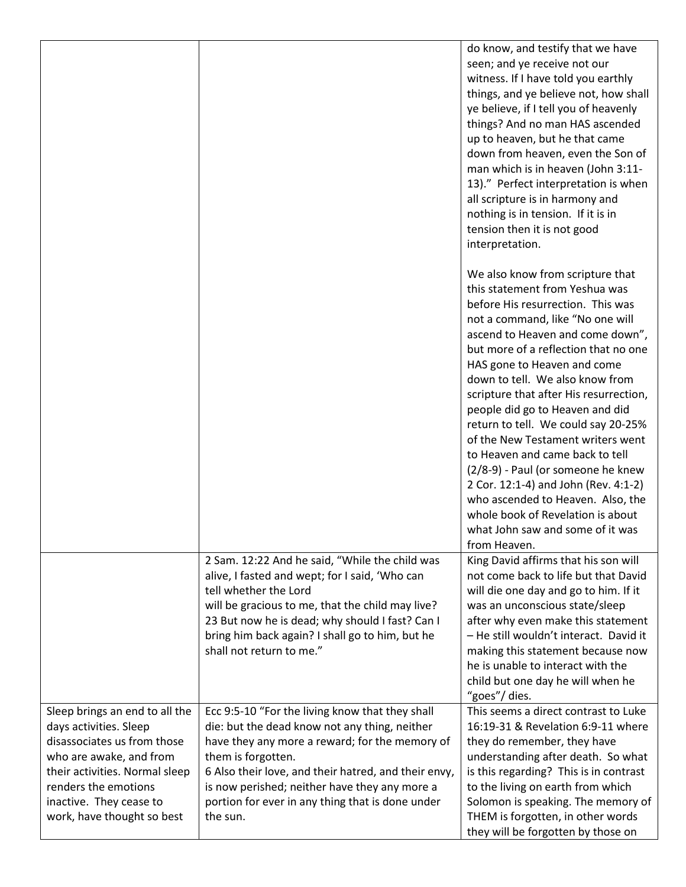| | | |
|---|---|---|
| | | do know, and testify that we have seen; and ye receive not our witness. If I have told you earthly things, and ye believe not, how shall ye believe, if I tell you of heavenly things? And no man HAS ascended up to heaven, but he that came down from heaven, even the Son of man which is in heaven (John 3:11-13)." Perfect interpretation is when all scripture is in harmony and nothing is in tension. If it is in tension then it is not good interpretation.<br><br>We also know from scripture that this statement from Yeshua was before His resurrection. This was not a command, like "No one will ascend to Heaven and come down", but more of a reflection that no one HAS gone to Heaven and come down to tell. We also know from scripture that after His resurrection, people did go to Heaven and did return to tell. We could say 20-25% of the New Testament writers went to Heaven and came back to tell (2/8-9) - Paul (or someone he knew 2 Cor. 12:1-4) and John (Rev. 4:1-2) who ascended to Heaven. Also, the whole book of Revelation is about what John saw and some of it was from Heaven. |
| | 2 Sam. 12:22 And he said, "While the child was alive, I fasted and wept; for I said, 'Who can tell whether the Lord will be gracious to me, that the child may live? 23 But now he is dead; why should I fast? Can I bring him back again? I shall go to him, but he shall not return to me." | King David affirms that his son will not come back to life but that David will die one day and go to him. If it was an unconscious state/sleep after why even make this statement – He still wouldn't interact. David it making this statement because now he is unable to interact with the child but one day he will when he "goes"/ dies. |
| Sleep brings an end to all the days activities. Sleep disassociates us from those who are awake, and from their activities. Normal sleep renders the emotions inactive. They cease to work, have thought so best | Ecc 9:5-10 "For the living know that they shall die: but the dead know not any thing, neither have they any more a reward; for the memory of them is forgotten.<br>6 Also their love, and their hatred, and their envy, is now perished; neither have they any more a portion for ever in any thing that is done under the sun. | This seems a direct contrast to Luke 16:19-31 & Revelation 6:9-11 where they do remember, they have understanding after death. So what is this regarding? This is in contrast to the living on earth from which Solomon is speaking. The memory of THEM is forgotten, in other words they will be forgotten by those on |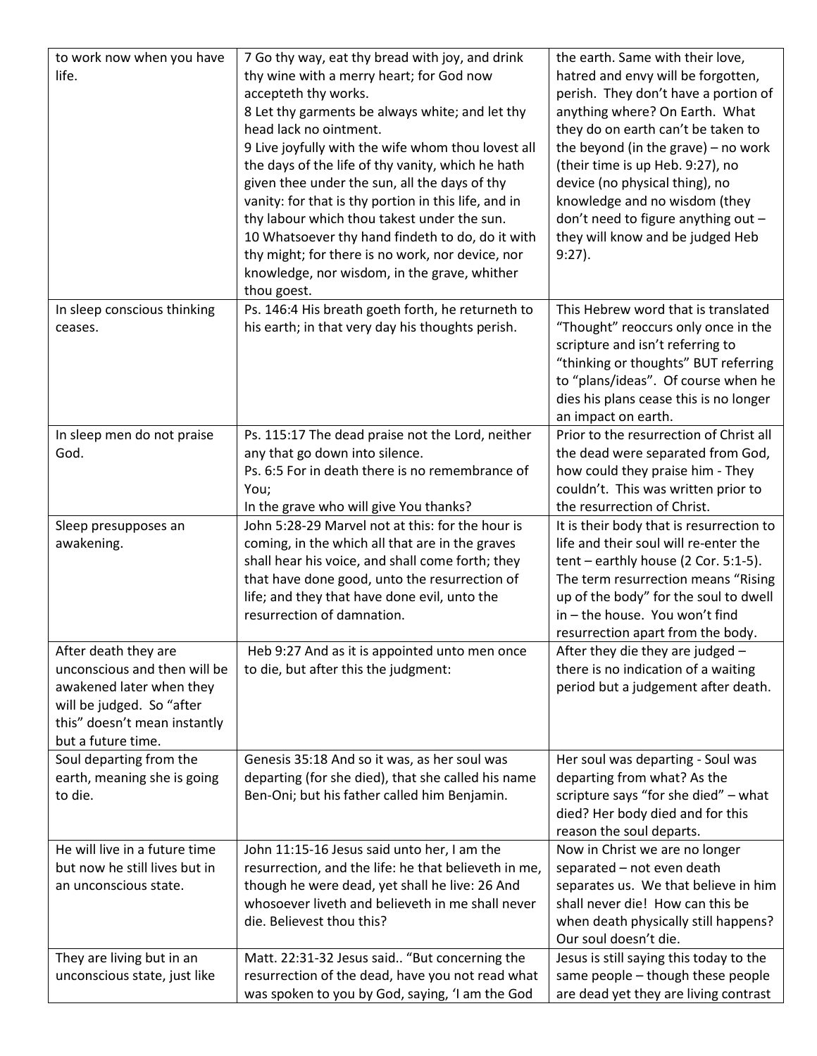| | | |
|---|---|---|
| to work now when you have life. | 7 Go thy way, eat thy bread with joy, and drink thy wine with a merry heart; for God now accepteth thy works.<br>8 Let thy garments be always white; and let thy head lack no ointment.<br>9 Live joyfully with the wife whom thou lovest all the days of the life of thy vanity, which he hath given thee under the sun, all the days of thy vanity: for that is thy portion in this life, and in thy labour which thou takest under the sun.<br>10 Whatsoever thy hand findeth to do, do it with thy might; for there is no work, nor device, nor knowledge, nor wisdom, in the grave, whither thou goest. | the earth. Same with their love, hatred and envy will be forgotten, perish. They don't have a portion of anything where? On Earth. What they do on earth can't be taken to the beyond (in the grave) – no work (their time is up Heb. 9:27), no device (no physical thing), no knowledge and no wisdom (they don't need to figure anything out – they will know and be judged Heb 9:27). |
| In sleep conscious thinking ceases. | Ps. 146:4 His breath goeth forth, he returneth to his earth; in that very day his thoughts perish. | This Hebrew word that is translated "Thought" reoccurs only once in the scripture and isn't referring to "thinking or thoughts" BUT referring to "plans/ideas". Of course when he dies his plans cease this is no longer an impact on earth. |
| In sleep men do not praise God. | Ps. 115:17 The dead praise not the Lord, neither any that go down into silence.<br>Ps. 6:5 For in death there is no remembrance of You;<br>In the grave who will give You thanks? | Prior to the resurrection of Christ all the dead were separated from God, how could they praise him - They couldn't. This was written prior to the resurrection of Christ. |
| Sleep presupposes an awakening. | John 5:28-29 Marvel not at this: for the hour is coming, in the which all that are in the graves shall hear his voice, and shall come forth; they that have done good, unto the resurrection of life; and they that have done evil, unto the resurrection of damnation. | It is their body that is resurrection to life and their soul will re-enter the tent – earthly house (2 Cor. 5:1-5). The term resurrection means "Rising up of the body" for the soul to dwell in – the house. You won't find resurrection apart from the body. |
| After death they are unconscious and then will be awakened later when they will be judged. So "after this" doesn't mean instantly but a future time. | Heb 9:27 And as it is appointed unto men once to die, but after this the judgment: | After they die they are judged – there is no indication of a waiting period but a judgement after death. |
| Soul departing from the earth, meaning she is going to die. | Genesis 35:18 And so it was, as her soul was departing (for she died), that she called his name Ben-Oni; but his father called him Benjamin. | Her soul was departing - Soul was departing from what? As the scripture says "for she died" – what died? Her body died and for this reason the soul departs. |
| He will live in a future time but now he still lives but in an unconscious state. | John 11:15-16 Jesus said unto her, I am the resurrection, and the life: he that believeth in me, though he were dead, yet shall he live: 26 And whosoever liveth and believeth in me shall never die. Believest thou this? | Now in Christ we are no longer separated – not even death separates us. We that believe in him shall never die! How can this be when death physically still happens? Our soul doesn't die. |
| They are living but in an unconscious state, just like | Matt. 22:31-32 Jesus said.. "But concerning the resurrection of the dead, have you not read what was spoken to you by God, saying, 'I am the God | Jesus is still saying this today to the same people – though these people are dead yet they are living contrast |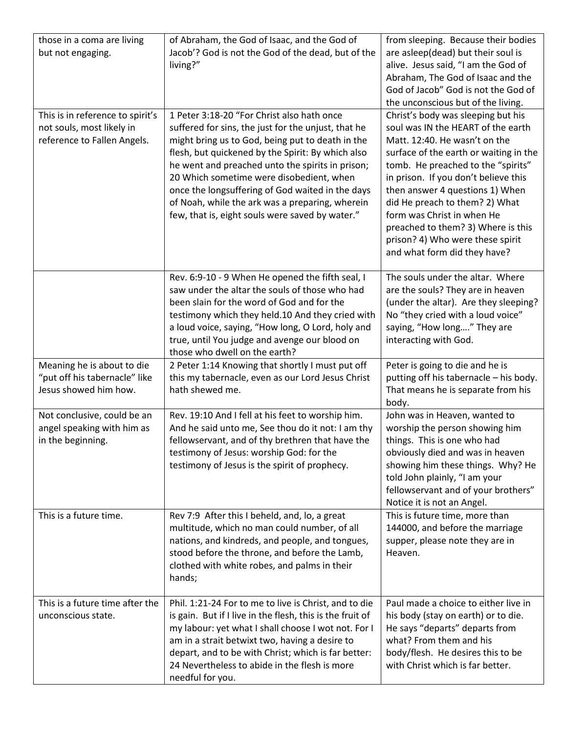| | | |
|---|---|---|
| those in a coma are living but not engaging. | of Abraham, the God of Isaac, and the God of Jacob'? God is not the God of the dead, but of the living?" | from sleeping. Because their bodies are asleep(dead) but their soul is alive. Jesus said, "I am the God of Abraham, The God of Isaac and the God of Jacob" God is not the God of the unconscious but of the living. |
| This is in reference to spirit's not souls, most likely in reference to Fallen Angels. | 1 Peter 3:18-20 "For Christ also hath once suffered for sins, the just for the unjust, that he might bring us to God, being put to death in the flesh, but quickened by the Spirit: By which also he went and preached unto the spirits in prison; 20 Which sometime were disobedient, when once the longsuffering of God waited in the days of Noah, while the ark was a preparing, wherein few, that is, eight souls were saved by water." | Christ's body was sleeping but his soul was IN the HEART of the earth Matt. 12:40. He wasn't on the surface of the earth or waiting in the tomb. He preached to the "spirits" in prison. If you don't believe this then answer 4 questions 1) When did He preach to them? 2) What form was Christ in when He preached to them? 3) Where is this prison? 4) Who were these spirit and what form did they have? |
| | Rev. 6:9-10 - 9 When He opened the fifth seal, I saw under the altar the souls of those who had been slain for the word of God and for the testimony which they held.10 And they cried with a loud voice, saying, "How long, O Lord, holy and true, until You judge and avenge our blood on those who dwell on the earth? | The souls under the altar. Where are the souls? They are in heaven (under the altar). Are they sleeping? No "they cried with a loud voice" saying, "How long…." They are interacting with God. |
| Meaning he is about to die "put off his tabernacle" like Jesus showed him how. | 2 Peter 1:14 Knowing that shortly I must put off this my tabernacle, even as our Lord Jesus Christ hath shewed me. | Peter is going to die and he is putting off his tabernacle – his body. That means he is separate from his body. |
| Not conclusive, could be an angel speaking with him as in the beginning. | Rev. 19:10 And I fell at his feet to worship him. And he said unto me, See thou do it not: I am thy fellowservant, and of thy brethren that have the testimony of Jesus: worship God: for the testimony of Jesus is the spirit of prophecy. | John was in Heaven, wanted to worship the person showing him things. This is one who had obviously died and was in heaven showing him these things. Why? He told John plainly, "I am your fellowservant and of your brothers" Notice it is not an Angel. |
| This is a future time. | Rev 7:9 After this I beheld, and, lo, a great multitude, which no man could number, of all nations, and kindreds, and people, and tongues, stood before the throne, and before the Lamb, clothed with white robes, and palms in their hands; | This is future time, more than 144000, and before the marriage supper, please note they are in Heaven. |
| This is a future time after the unconscious state. | Phil. 1:21-24 For to me to live is Christ, and to die is gain. But if I live in the flesh, this is the fruit of my labour: yet what I shall choose I wot not. For I am in a strait betwixt two, having a desire to depart, and to be with Christ; which is far better: 24 Nevertheless to abide in the flesh is more needful for you. | Paul made a choice to either live in his body (stay on earth) or to die. He says "departs" departs from what? From them and his body/flesh. He desires this to be with Christ which is far better. |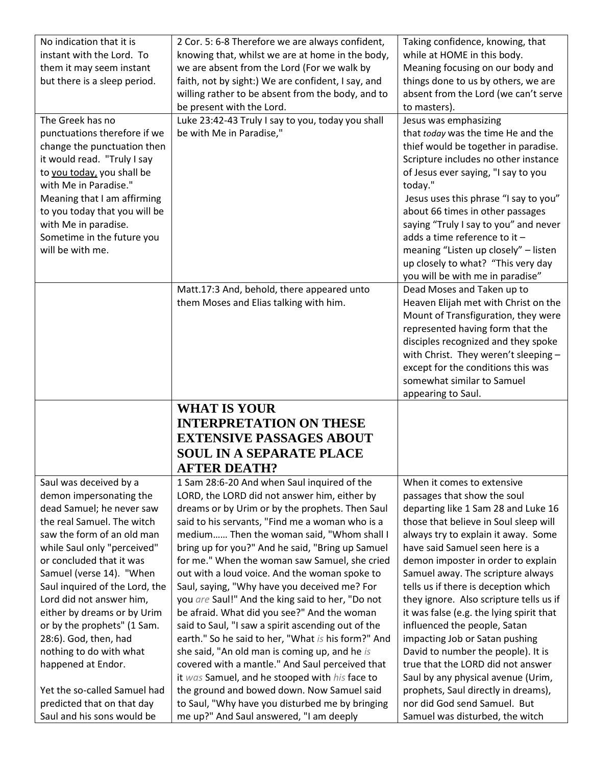| | | |
|---|---|---|
| No indication that it is instant with the Lord. To them it may seem instant but there is a sleep period. | 2 Cor. 5: 6-8 Therefore we are always confident, knowing that, whilst we are at home in the body, we are absent from the Lord (For we walk by faith, not by sight:) We are confident, I say, and willing rather to be absent from the body, and to be present with the Lord. | Taking confidence, knowing, that while at HOME in this body. Meaning focusing on our body and things done to us by others, we are absent from the Lord (we can't serve to masters). |
| The Greek has no punctuations therefore if we change the punctuation then it would read. "Truly I say to <u>you today,</u> you shall be with Me in Paradise." Meaning that I am affirming to you today that you will be with Me in paradise. Sometime in the future you will be with me. | Luke 23:42-43 Truly I say to you, today you shall be with Me in Paradise," | Jesus was emphasizing that *today* was the time He and the thief would be together in paradise. Scripture includes no other instance of Jesus ever saying, "I say to you today." Jesus uses this phrase "I say to you" about 66 times in other passages saying "Truly I say to you" and never adds a time reference to it – meaning "Listen up closely" – listen up closely to what? "This very day you will be with me in paradise" |
| | Matt.17:3 And, behold, there appeared unto them Moses and Elias talking with him. | Dead Moses and Taken up to Heaven Elijah met with Christ on the Mount of Transfiguration, they were represented having form that the disciples recognized and they spoke with Christ. They weren't sleeping – except for the conditions this was somewhat similar to Samuel appearing to Saul. |
| | **WHAT IS YOUR INTERPRETATION ON THESE EXTENSIVE PASSAGES ABOUT SOUL IN A SEPARATE PLACE AFTER DEATH?** | |
| Saul was deceived by a demon impersonating the dead Samuel; he never saw the real Samuel. The witch saw the form of an old man while Saul only "perceived" or concluded that it was Samuel (verse 14). "When Saul inquired of the Lord, the Lord did not answer him, either by dreams or by Urim or by the prophets" (1 Sam. 28:6). God, then, had nothing to do with what happened at Endor.<br><br>Yet the so-called Samuel had predicted that on that day Saul and his sons would be | 1 Sam 28:6-20 And when Saul inquired of the LORD, the LORD did not answer him, either by dreams or by Urim or by the prophets. Then Saul said to his servants, "Find me a woman who is a medium…… Then the woman said, "Whom shall I bring up for you?" And he said, "Bring up Samuel for me." When the woman saw Samuel, she cried out with a loud voice. And the woman spoke to Saul, saying, "Why have you deceived me? For you *are* Saul!" And the king said to her, "Do not be afraid. What did you see?" And the woman said to Saul, "I saw a spirit ascending out of the earth." So he said to her, "What *is* his form?" And she said, "An old man is coming up, and he *is* covered with a mantle." And Saul perceived that it *was* Samuel, and he stooped with *his* face to the ground and bowed down. Now Samuel said to Saul, "Why have you disturbed me by bringing me up?" And Saul answered, "I am deeply | When it comes to extensive passages that show the soul departing like 1 Sam 28 and Luke 16 those that believe in Soul sleep will always try to explain it away. Some have said Samuel seen here is a demon imposter in order to explain Samuel away. The scripture always tells us if there is deception which they ignore. Also scripture tells us if it was false (e.g. the lying spirit that influenced the people, Satan impacting Job or Satan pushing David to number the people). It is true that the LORD did not answer Saul by any physical avenue (Urim, prophets, Saul directly in dreams), nor did God send Samuel. But Samuel was disturbed, the witch |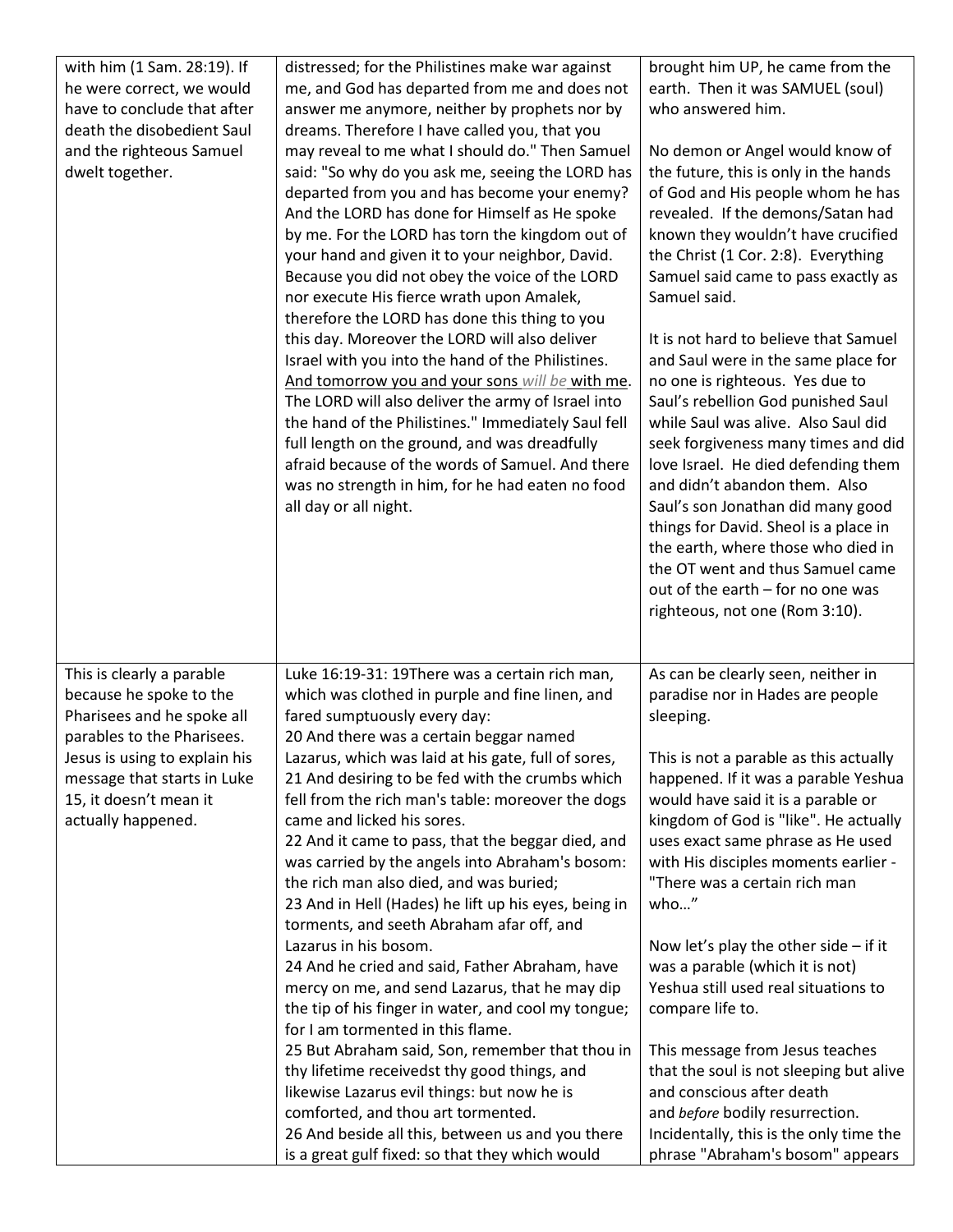| | | |
|---|---|---|
| with him (1 Sam. 28:19). If he were correct, we would have to conclude that after death the disobedient Saul and the righteous Samuel dwelt together. | distressed; for the Philistines make war against me, and God has departed from me and does not answer me anymore, neither by prophets nor by dreams. Therefore I have called you, that you may reveal to me what I should do." Then Samuel said: "So why do you ask me, seeing the LORD has departed from you and has become your enemy? And the LORD has done for Himself as He spoke by me. For the LORD has torn the kingdom out of your hand and given it to your neighbor, David. Because you did not obey the voice of the LORD nor execute His fierce wrath upon Amalek, therefore the LORD has done this thing to you this day. Moreover the LORD will also deliver Israel with you into the hand of the Philistines. <u>And tomorrow you and your sons *will be* with me</u>. The LORD will also deliver the army of Israel into the hand of the Philistines." Immediately Saul fell full length on the ground, and was dreadfully afraid because of the words of Samuel. And there was no strength in him, for he had eaten no food all day or all night. | brought him UP, he came from the earth. Then it was SAMUEL (soul) who answered him.<br><br>No demon or Angel would know of the future, this is only in the hands of God and His people whom he has revealed. If the demons/Satan had known they wouldn't have crucified the Christ (1 Cor. 2:8). Everything Samuel said came to pass exactly as Samuel said.<br><br>It is not hard to believe that Samuel and Saul were in the same place for no one is righteous. Yes due to Saul's rebellion God punished Saul while Saul was alive. Also Saul did seek forgiveness many times and did love Israel. He died defending them and didn't abandon them. Also Saul's son Jonathan did many good things for David. Sheol is a place in the earth, where those who died in the OT went and thus Samuel came out of the earth – for no one was righteous, not one (Rom 3:10). |
| This is clearly a parable because he spoke to the Pharisees and he spoke all parables to the Pharisees. Jesus is using to explain his message that starts in Luke 15, it doesn't mean it actually happened. | Luke 16:19-31: 19There was a certain rich man, which was clothed in purple and fine linen, and fared sumptuously every day:<br>20 And there was a certain beggar named Lazarus, which was laid at his gate, full of sores,<br>21 And desiring to be fed with the crumbs which fell from the rich man's table: moreover the dogs came and licked his sores.<br>22 And it came to pass, that the beggar died, and was carried by the angels into Abraham's bosom: the rich man also died, and was buried;<br>23 And in Hell (Hades) he lift up his eyes, being in torments, and seeth Abraham afar off, and Lazarus in his bosom.<br>24 And he cried and said, Father Abraham, have mercy on me, and send Lazarus, that he may dip the tip of his finger in water, and cool my tongue; for I am tormented in this flame.<br>25 But Abraham said, Son, remember that thou in thy lifetime receivedst thy good things, and likewise Lazarus evil things: but now he is comforted, and thou art tormented.<br>26 And beside all this, between us and you there is a great gulf fixed: so that they which would | As can be clearly seen, neither in paradise nor in Hades are people sleeping.<br><br>This is not a parable as this actually happened. If it was a parable Yeshua would have said it is a parable or kingdom of God is "like". He actually uses exact same phrase as He used with His disciples moments earlier - "There was a certain rich man who…"<br><br>Now let's play the other side – if it was a parable (which it is not) Yeshua still used real situations to compare life to.<br><br>This message from Jesus teaches that the soul is not sleeping but alive and conscious after death and *before* bodily resurrection. Incidentally, this is the only time the phrase "Abraham's bosom" appears |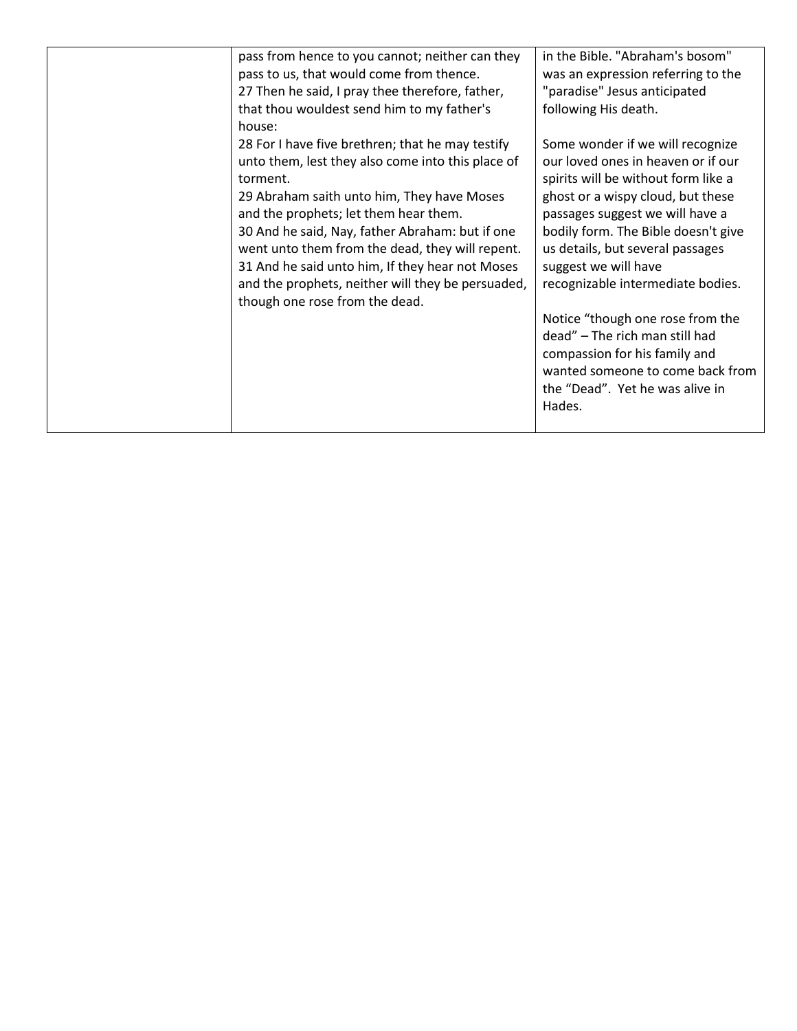| | | |
|---|---|---|
| | pass from hence to you cannot; neither can they pass to us, that would come from thence.<br>27 Then he said, I pray thee therefore, father, that thou wouldest send him to my father's house:<br>28 For I have five brethren; that he may testify unto them, lest they also come into this place of torment.<br>29 Abraham saith unto him, They have Moses and the prophets; let them hear them.<br>30 And he said, Nay, father Abraham: but if one went unto them from the dead, they will repent.<br>31 And he said unto him, If they hear not Moses and the prophets, neither will they be persuaded, though one rose from the dead. | in the Bible. "Abraham's bosom" was an expression referring to the "paradise" Jesus anticipated following His death.<br><br>Some wonder if we will recognize our loved ones in heaven or if our spirits will be without form like a ghost or a wispy cloud, but these passages suggest we will have a bodily form. The Bible doesn't give us details, but several passages suggest we will have recognizable intermediate bodies.<br><br>Notice "though one rose from the dead" – The rich man still had compassion for his family and wanted someone to come back from the "Dead". Yet he was alive in Hades. |